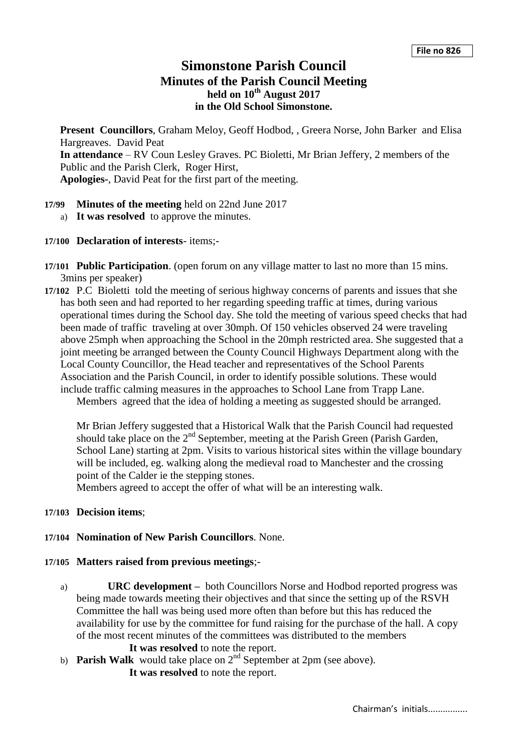File no 826

# Simonstone Parish Council

## Minutes of the Parish Council Meeting

### held on 10th August 2017

### in the Old School Simonstone.

**Present Councillors**, Graham Meloy, Geoff Hodbod, , Greera Norse, John Barker and Elisa Hargreaves. David Peat

**In attendance** – RV Coun Lesley Graves. PC Bioletti, Mr Brian Jeffery, 2 members of the Public and the Parish Clerk, Roger Hirst,

**Apologies-**, David Peat for the first part of the meeting.

**17/99 Minutes of the meeting** held on 22nd June 2017

a) **It was resolved** to approve the minutes.

**17/100 Declaration of interests**- items;-

**17/101 Public Participation**. (open forum on any village matter to last no more than 15 mins. 3mins per speaker)

**17/102** P.C Bioletti told the meeting of serious highway concerns of parents and issues that she has both seen and had reported to her regarding speeding traffic at times, during various operational times during the School day. She told the meeting of various speed checks that had been made of traffic traveling at over 30mph. Of 150 vehicles observed 24 were traveling above 25mph when approaching the School in the 20mph restricted area. She suggested that a joint meeting be arranged between the County Council Highways Department along with the Local County Councillor, the Head teacher and representatives of the School Parents Association and the Parish Council, in order to identify possible solutions. These would include traffic calming measures in the approaches to School Lane from Trapp Lane.

Members agreed that the idea of holding a meeting as suggested should be arranged.

Mr Brian Jeffery suggested that a Historical Walk that the Parish Council had requested should take place on the 2nd September, meeting at the Parish Green (Parish Garden, School Lane) starting at 2pm. Visits to various historical sites within the village boundary will be included, eg. walking along the medieval road to Manchester and the crossing point of the Calder ie the stepping stones.

Members agreed to accept the offer of what will be an interesting walk.

**17/103 Decision items**;

**17/104 Nomination of New Parish Councillors**. None.

**17/105 Matters raised from previous meetings**;-

a) **URC development –** both Councillors Norse and Hodbod reported progress was being made towards meeting their objectives and that since the setting up of the RSVH Committee the hall was being used more often than before but this has reduced the availability for use by the committee for fund raising for the purchase of the hall. A copy of the most recent minutes of the committees was distributed to the members

**It was resolved** to note the report.

b) **Parish Walk** would take place on 2nd September at 2pm (see above).

**It was resolved** to note the report.

Chairman's initials...............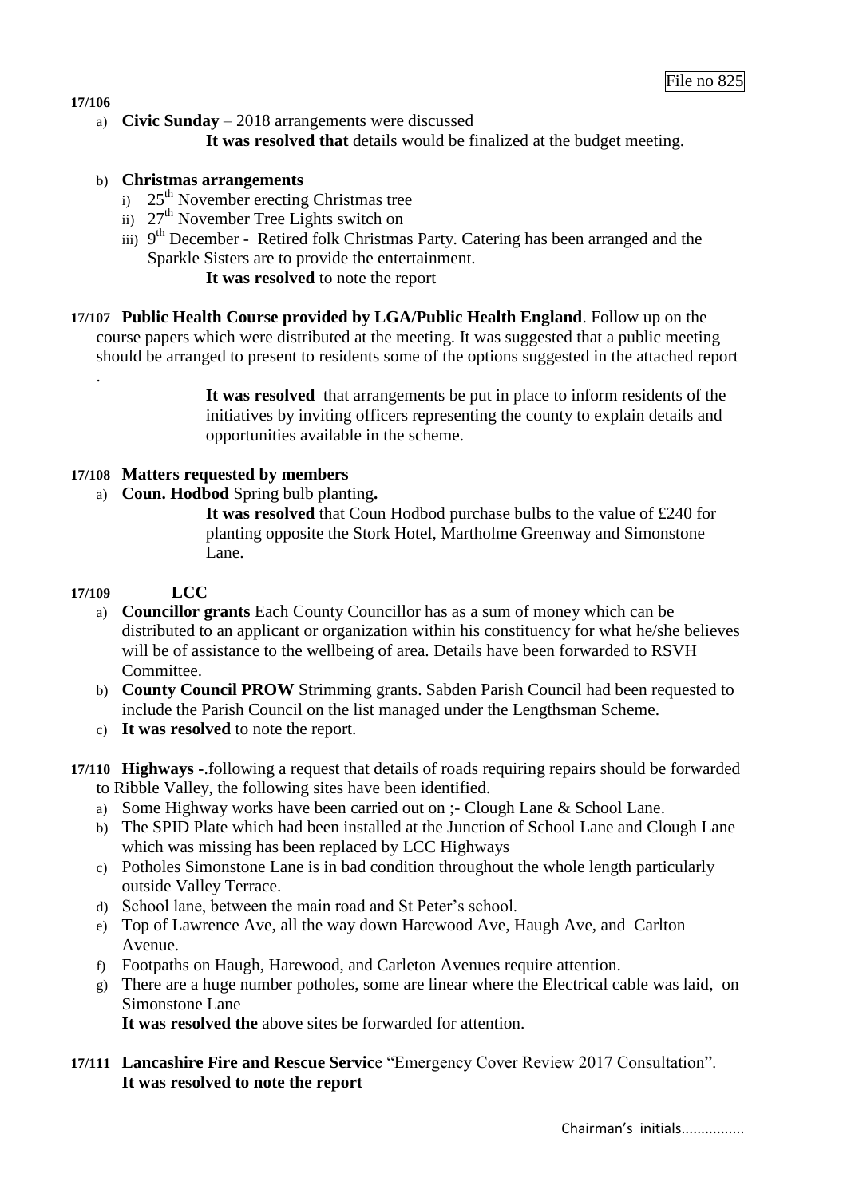File no 825

**17/106**

a) **Civic Sunday** – 2018 arrangements were discussed

**It was resolved that** details would be finalized at the budget meeting.

b) **Christmas arrangements**
   i) 25th November erecting Christmas tree
   ii) 27th November Tree Lights switch on
   iii) 9th December - Retired folk Christmas Party. Catering has been arranged and the Sparkle Sisters are to provide the entertainment.

   **It was resolved** to note the report

**17/107 Public Health Course provided by LGA/Public Health England**. Follow up on the course papers which were distributed at the meeting. It was suggested that a public meeting should be arranged to present to residents some of the options suggested in the attached report .

**It was resolved** that arrangements be put in place to inform residents of the initiatives by inviting officers representing the county to explain details and opportunities available in the scheme.

**17/108 Matters requested by members**

a) **Coun. Hodbod** Spring bulb planting**.**

**It was resolved** that Coun Hodbod purchase bulbs to the value of £240 for planting opposite the Stork Hotel, Martholme Greenway and Simonstone Lane.

**17/109 LCC**

a) **Councillor grants** Each County Councillor has as a sum of money which can be distributed to an applicant or organization within his constituency for what he/she believes will be of assistance to the wellbeing of area. Details have been forwarded to RSVH Committee.
b) **County Council PROW** Strimming grants. Sabden Parish Council had been requested to include the Parish Council on the list managed under the Lengthsman Scheme.
c) **It was resolved** to note the report.

**17/110 Highways -**.following a request that details of roads requiring repairs should be forwarded to Ribble Valley, the following sites have been identified.

a) Some Highway works have been carried out on ;- Clough Lane & School Lane.
b) The SPID Plate which had been installed at the Junction of School Lane and Clough Lane which was missing has been replaced by LCC Highways
c) Potholes Simonstone Lane is in bad condition throughout the whole length particularly outside Valley Terrace.
d) School lane, between the main road and St Peter's school.
e) Top of Lawrence Ave, all the way down Harewood Ave, Haugh Ave, and Carlton Avenue.
f) Footpaths on Haugh, Harewood, and Carleton Avenues require attention.
g) There are a huge number potholes, some are linear where the Electrical cable was laid, on Simonstone Lane

**It was resolved the** above sites be forwarded for attention.

**17/111 Lancashire Fire and Rescue Servic**e "Emergency Cover Review 2017 Consultation". **It was resolved to note the report**

Chairman's initials...............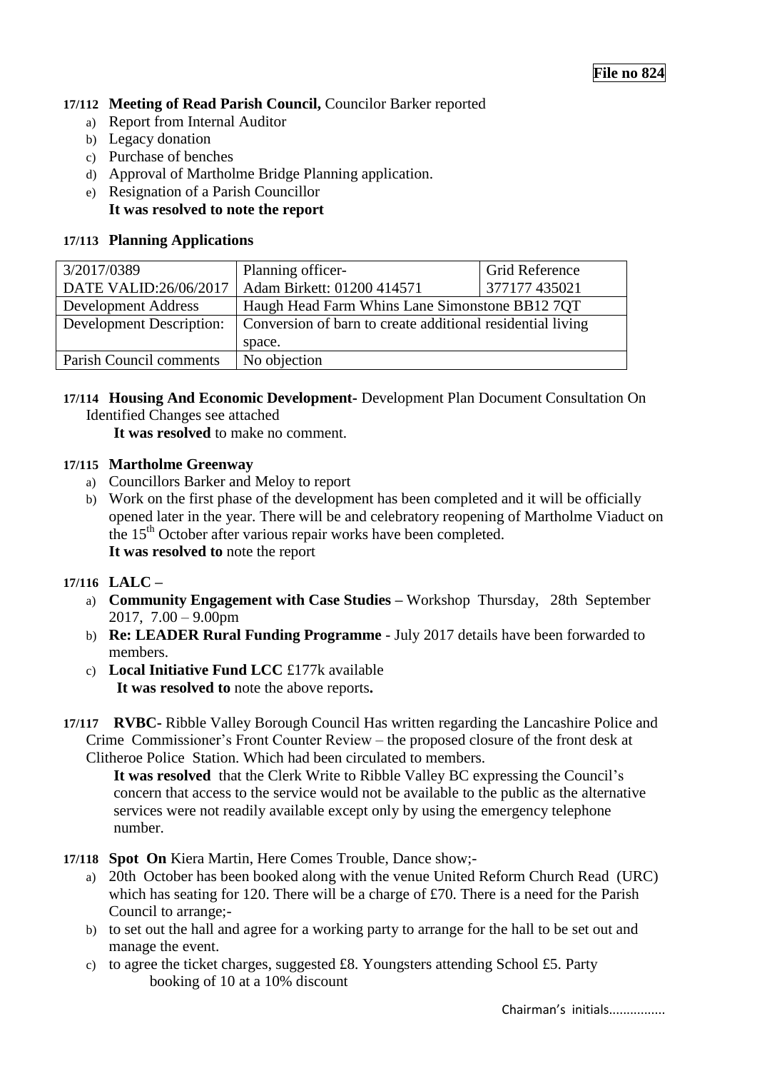**File no 824**

**17/112 Meeting of Read Parish Council,** Councilor Barker reported

a) Report from Internal Auditor
b) Legacy donation
c) Purchase of benches
d) Approval of Martholme Bridge Planning application.
e) Resignation of a Parish Councillor
**It was resolved to note the report**

**17/113 Planning Applications**

| 3/2017/0389<br>DATE VALID:26/06/2017 | Planning officer-<br>Adam Birkett: 01200 414571 | Grid Reference<br>377177 435021 |
|---|---|---|
| Development Address | Haugh Head Farm Whins Lane Simonstone BB12 7QT | |
| Development Description: | Conversion of barn to create additional residential living space. | |
| Parish Council comments | No objection | |

**17/114 Housing And Economic Development-** Development Plan Document Consultation On Identified Changes see attached

**It was resolved** to make no comment.

**17/115 Martholme Greenway**

a) Councillors Barker and Meloy to report
b) Work on the first phase of the development has been completed and it will be officially opened later in the year. There will be and celebratory reopening of Martholme Viaduct on the 15th October after various repair works have been completed.
**It was resolved to** note the report

**17/116 LALC –**

a) **Community Engagement with Case Studies –** Workshop Thursday, 28th September 2017, 7.00 – 9.00pm
b) **Re: LEADER Rural Funding Programme** - July 2017 details have been forwarded to members.
c) **Local Initiative Fund LCC** £177k available
**It was resolved to** note the above reports**.**

**17/117 RVBC-** Ribble Valley Borough Council Has written regarding the Lancashire Police and Crime Commissioner's Front Counter Review – the proposed closure of the front desk at Clitheroe Police Station. Which had been circulated to members.

**It was resolved** that the Clerk Write to Ribble Valley BC expressing the Council's concern that access to the service would not be available to the public as the alternative services were not readily available except only by using the emergency telephone number.

**17/118 Spot On** Kiera Martin, Here Comes Trouble, Dance show;-

a) 20th October has been booked along with the venue United Reform Church Read (URC) which has seating for 120. There will be a charge of £70. There is a need for the Parish Council to arrange;-
b) to set out the hall and agree for a working party to arrange for the hall to be set out and manage the event.
c) to agree the ticket charges, suggested £8. Youngsters attending School £5. Party booking of 10 at a 10% discount

Chairman's initials................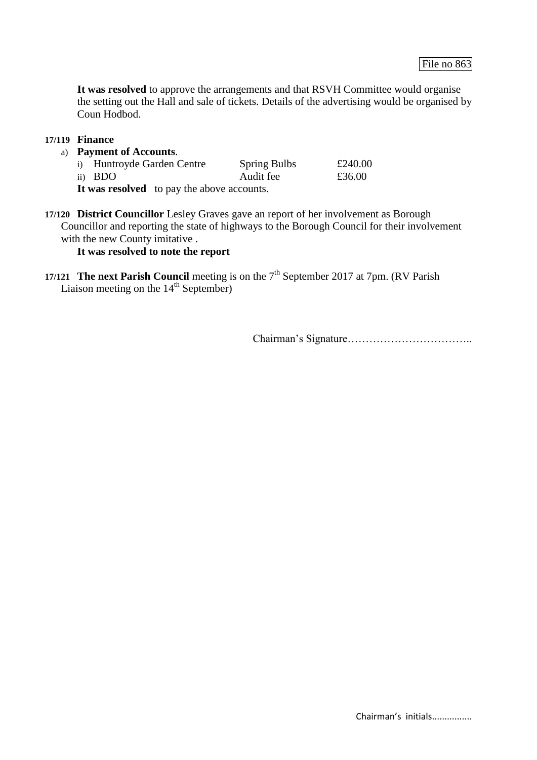File no 863

**It was resolved** to approve the arrangements and that RSVH Committee would organise the setting out the Hall and sale of tickets. Details of the advertising would be organised by Coun Hodbod.

**17/119 Finance**

a) **Payment of Accounts**.

| | | |
|---|---|---|
| i) Huntroyde Garden Centre | Spring Bulbs | £240.00 |
| ii) BDO | Audit fee | £36.00 |

**It was resolved** to pay the above accounts.

**17/120 District Councillor** Lesley Graves gave an report of her involvement as Borough Councillor and reporting the state of highways to the Borough Council for their involvement with the new County imitative .

**It was resolved to note the report**

**17/121 The next Parish Council** meeting is on the 7th September 2017 at 7pm. (RV Parish Liaison meeting on the 14th September)

Chairman's Signature……………………………..

Chairman's initials...............